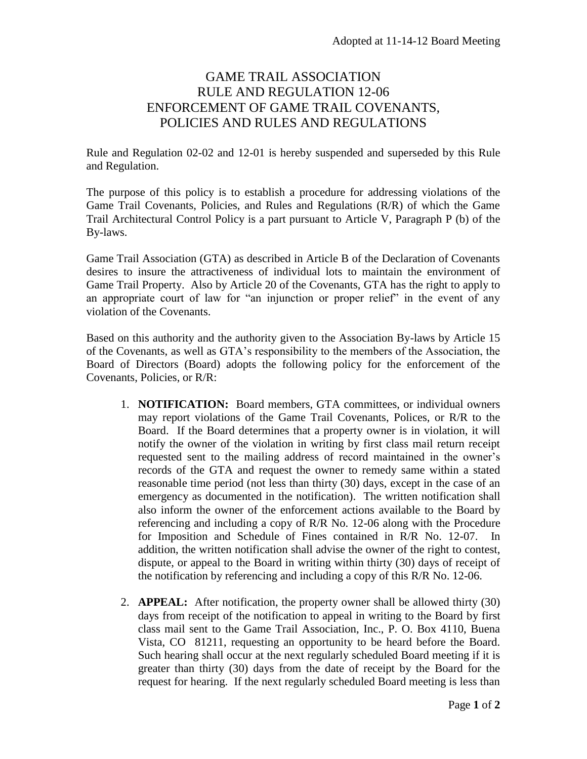Adopted at 11-14-12 Board Meeting

# GAME TRAIL ASSOCIATION
# RULE AND REGULATION 12-06
# ENFORCEMENT OF GAME TRAIL COVENANTS, POLICIES AND RULES AND REGULATIONS

Rule and Regulation 02-02 and 12-01 is hereby suspended and superseded by this Rule and Regulation.

The purpose of this policy is to establish a procedure for addressing violations of the Game Trail Covenants, Policies, and Rules and Regulations (R/R) of which the Game Trail Architectural Control Policy is a part pursuant to Article V, Paragraph P (b) of the By-laws.

Game Trail Association (GTA) as described in Article B of the Declaration of Covenants desires to insure the attractiveness of individual lots to maintain the environment of Game Trail Property. Also by Article 20 of the Covenants, GTA has the right to apply to an appropriate court of law for "an injunction or proper relief" in the event of any violation of the Covenants.

Based on this authority and the authority given to the Association By-laws by Article 15 of the Covenants, as well as GTA's responsibility to the members of the Association, the Board of Directors (Board) adopts the following policy for the enforcement of the Covenants, Policies, or R/R:

1. **NOTIFICATION:** Board members, GTA committees, or individual owners may report violations of the Game Trail Covenants, Polices, or R/R to the Board. If the Board determines that a property owner is in violation, it will notify the owner of the violation in writing by first class mail return receipt requested sent to the mailing address of record maintained in the owner's records of the GTA and request the owner to remedy same within a stated reasonable time period (not less than thirty (30) days, except in the case of an emergency as documented in the notification). The written notification shall also inform the owner of the enforcement actions available to the Board by referencing and including a copy of R/R No. 12-06 along with the Procedure for Imposition and Schedule of Fines contained in R/R No. 12-07. In addition, the written notification shall advise the owner of the right to contest, dispute, or appeal to the Board in writing within thirty (30) days of receipt of the notification by referencing and including a copy of this R/R No. 12-06.

2. **APPEAL:** After notification, the property owner shall be allowed thirty (30) days from receipt of the notification to appeal in writing to the Board by first class mail sent to the Game Trail Association, Inc., P. O. Box 4110, Buena Vista, CO 81211, requesting an opportunity to be heard before the Board. Such hearing shall occur at the next regularly scheduled Board meeting if it is greater than thirty (30) days from the date of receipt by the Board for the request for hearing. If the next regularly scheduled Board meeting is less than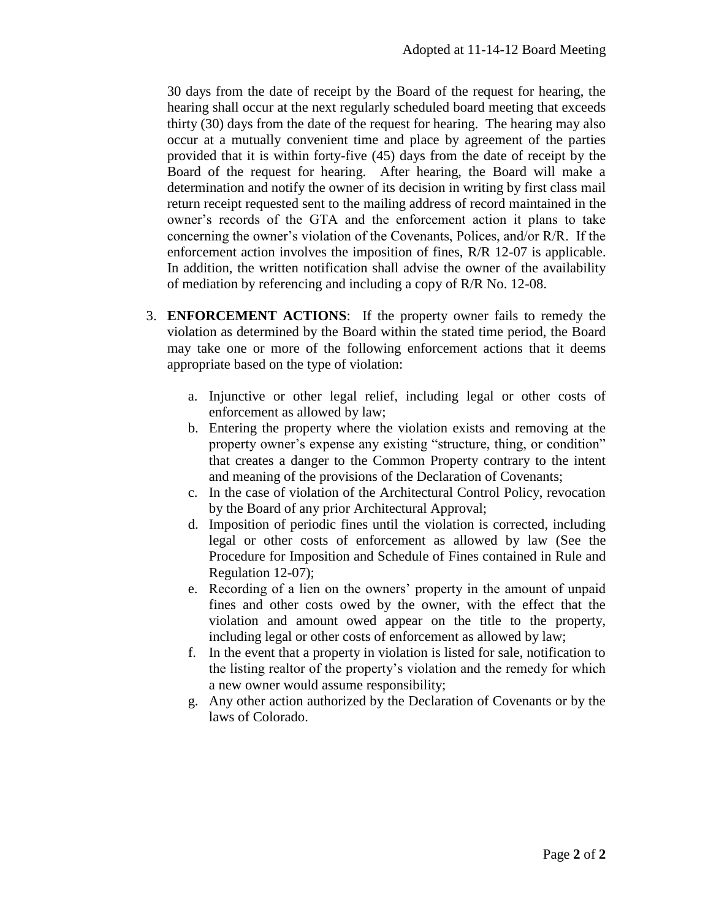30 days from the date of receipt by the Board of the request for hearing, the hearing shall occur at the next regularly scheduled board meeting that exceeds thirty (30) days from the date of the request for hearing. The hearing may also occur at a mutually convenient time and place by agreement of the parties provided that it is within forty-five (45) days from the date of receipt by the Board of the request for hearing. After hearing, the Board will make a determination and notify the owner of its decision in writing by first class mail return receipt requested sent to the mailing address of record maintained in the owner's records of the GTA and the enforcement action it plans to take concerning the owner's violation of the Covenants, Polices, and/or R/R. If the enforcement action involves the imposition of fines, R/R 12-07 is applicable. In addition, the written notification shall advise the owner of the availability of mediation by referencing and including a copy of R/R No. 12-08.

3. **ENFORCEMENT ACTIONS**: If the property owner fails to remedy the violation as determined by the Board within the stated time period, the Board may take one or more of the following enforcement actions that it deems appropriate based on the type of violation:

   a. Injunctive or other legal relief, including legal or other costs of enforcement as allowed by law;
   b. Entering the property where the violation exists and removing at the property owner's expense any existing "structure, thing, or condition" that creates a danger to the Common Property contrary to the intent and meaning of the provisions of the Declaration of Covenants;
   c. In the case of violation of the Architectural Control Policy, revocation by the Board of any prior Architectural Approval;
   d. Imposition of periodic fines until the violation is corrected, including legal or other costs of enforcement as allowed by law (See the Procedure for Imposition and Schedule of Fines contained in Rule and Regulation 12-07);
   e. Recording of a lien on the owners' property in the amount of unpaid fines and other costs owed by the owner, with the effect that the violation and amount owed appear on the title to the property, including legal or other costs of enforcement as allowed by law;
   f. In the event that a property in violation is listed for sale, notification to the listing realtor of the property's violation and the remedy for which a new owner would assume responsibility;
   g. Any other action authorized by the Declaration of Covenants or by the laws of Colorado.